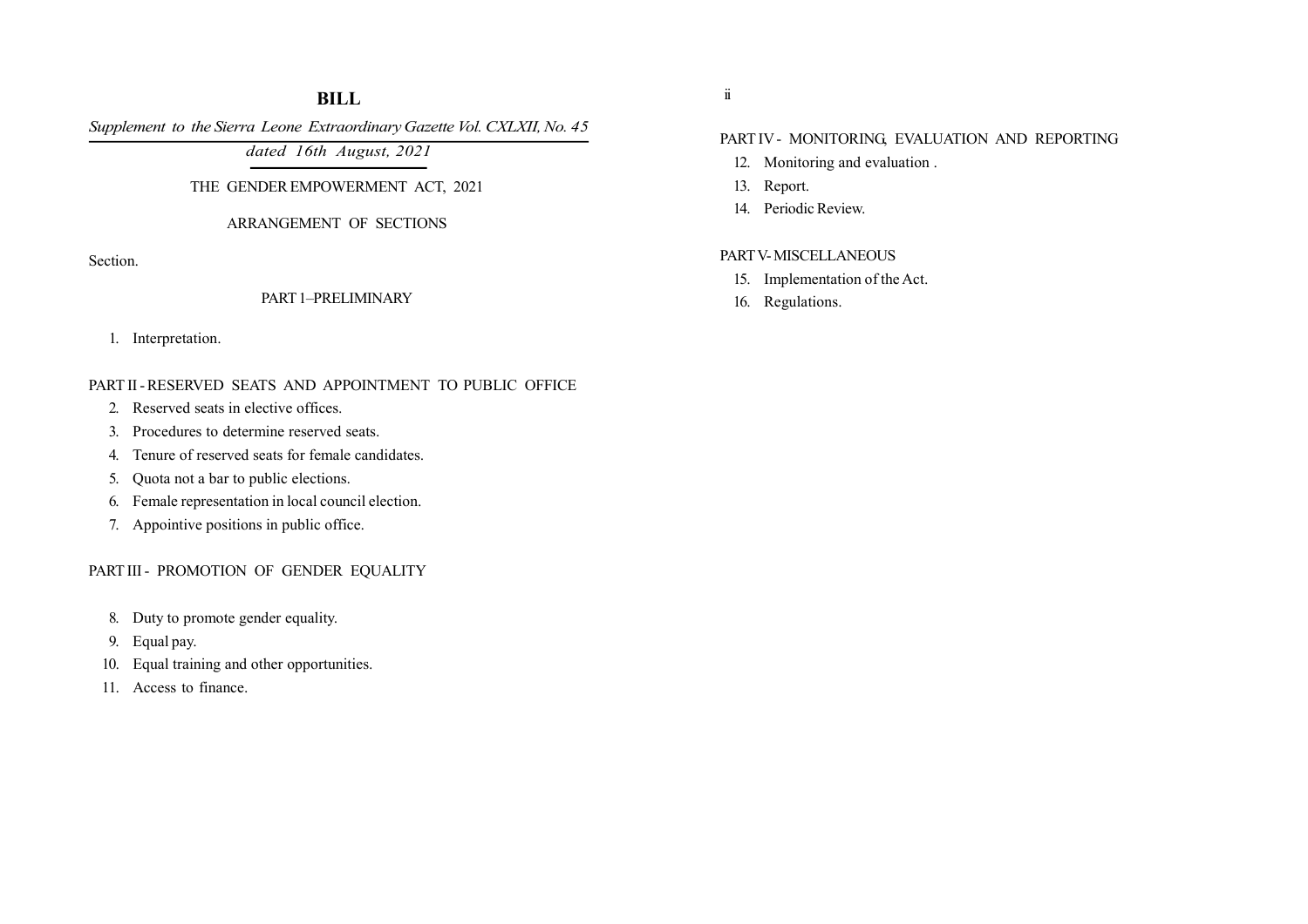# BILL

*Supplement to the Sierra Leone Extraordinary Gazette Vol. CXLXII, No. 45*

*dated 16th August, 2021*

THE GENDER EMPOWERMENT ACT, 2021

ARRANGEMENT OF SECTIONS

Section.

PART 1–PRELIMINARY

1. Interpretation.

PART II - RESERVED SEATS AND APPOINTMENT TO PUBLIC OFFICE

2. Reserved seats in elective offices.
3. Procedures to determine reserved seats.
4. Tenure of reserved seats for female candidates.
5. Quota not a bar to public elections.
6. Female representation in local council election.
7. Appointive positions in public office.

PART III - PROMOTION OF GENDER EQUALITY

8. Duty to promote gender equality.
9. Equal pay.
10. Equal training and other opportunities.
11. Access to finance.

PART IV - MONITORING, EVALUATION AND REPORTING

12. Monitoring and evaluation .
13. Report.
14. Periodic Review.

PART V- MISCELLANEOUS

15. Implementation of the Act.
16. Regulations.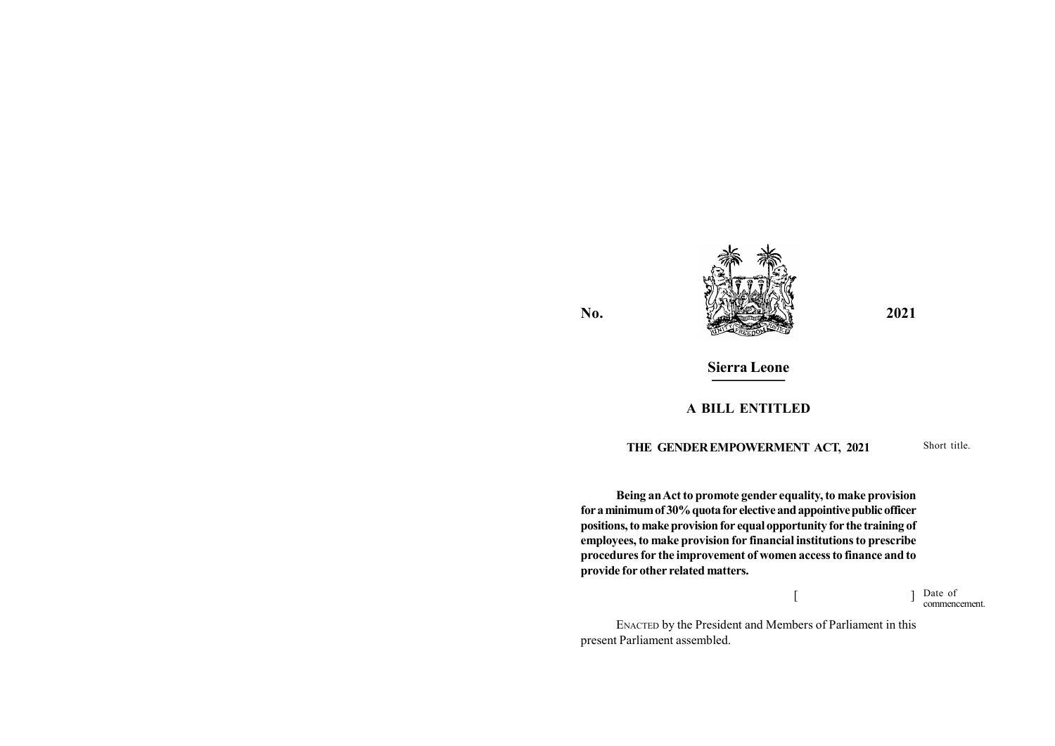**No.** **2021**

## Sierra Leone

### A BILL ENTITLED

**THE GENDER EMPOWERMENT ACT, 2021** Short title.

**Being an Act to promote gender equality, to make provision for a minimum of 30% quota for elective and appointive public officer positions, to make provision for equal opportunity for the training of employees, to make provision for financial institutions to prescribe procedures for the improvement of women access to finance and to provide for other related matters.**

[ ] Date of commencement.

ENACTED by the President and Members of Parliament in this present Parliament assembled.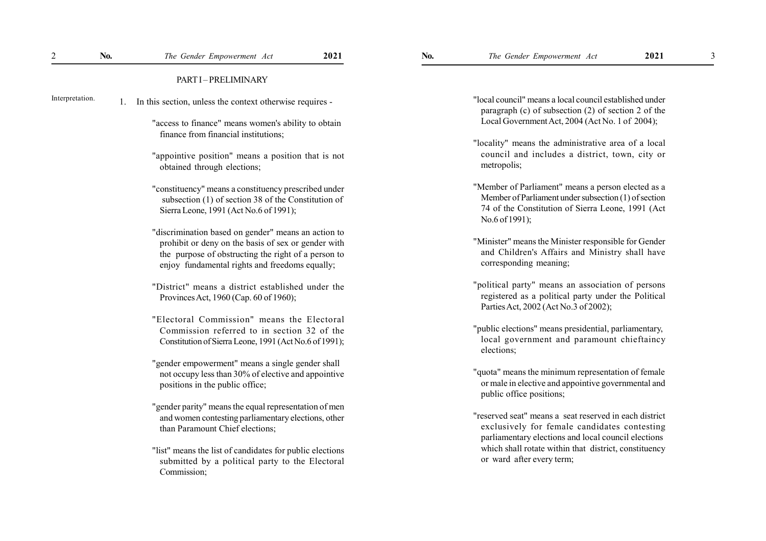## PART I – PRELIMINARY

Interpretation.

1. In this section, unless the context otherwise requires -

"access to finance" means women's ability to obtain finance from financial institutions;

"appointive position" means a position that is not obtained through elections;

"constituency" means a constituency prescribed under subsection (1) of section 38 of the Constitution of Sierra Leone, 1991 (Act No.6 of 1991);

"discrimination based on gender" means an action to prohibit or deny on the basis of sex or gender with the purpose of obstructing the right of a person to enjoy fundamental rights and freedoms equally;

"District" means a district established under the Provinces Act, 1960 (Cap. 60 of 1960);

"Electoral Commission" means the Electoral Commission referred to in section 32 of the Constitution of Sierra Leone, 1991 (Act No.6 of 1991);

"gender empowerment" means a single gender shall not occupy less than 30% of elective and appointive positions in the public office;

"gender parity" means the equal representation of men and women contesting parliamentary elections, other than Paramount Chief elections;

"list" means the list of candidates for public elections submitted by a political party to the Electoral Commission;

"local council" means a local council established under paragraph (c) of subsection (2) of section 2 of the Local Government Act, 2004 (Act No. 1 of 2004);

"locality" means the administrative area of a local council and includes a district, town, city or metropolis;

"Member of Parliament" means a person elected as a Member of Parliament under subsection (1) of section 74 of the Constitution of Sierra Leone, 1991 (Act No.6 of 1991);

"Minister" means the Minister responsible for Gender and Children's Affairs and Ministry shall have corresponding meaning;

"political party" means an association of persons registered as a political party under the Political Parties Act, 2002 (Act No.3 of 2002);

"public elections" means presidential, parliamentary, local government and paramount chieftaincy elections;

"quota" means the minimum representation of female or male in elective and appointive governmental and public office positions;

"reserved seat" means a seat reserved in each district exclusively for female candidates contesting parliamentary elections and local council elections which shall rotate within that district, constituency or ward after every term;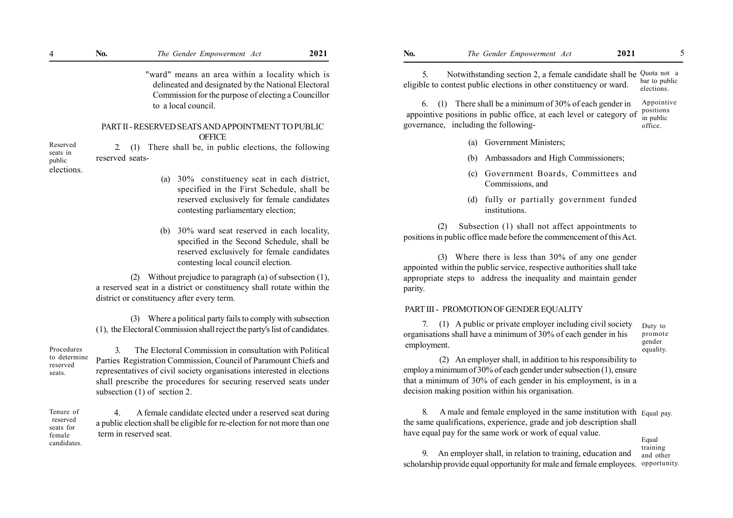"ward" means an area within a locality which is delineated and designated by the National Electoral Commission for the purpose of electing a Councillor to a local council.

## PART II - RESERVED SEATS AND APPOINTMENT TO PUBLIC OFFICE

*Reserved seats in public elections.*

2. (1) There shall be, in public elections, the following reserved seats-

(a) 30% constituency seat in each district, specified in the First Schedule, shall be reserved exclusively for female candidates contesting parliamentary election;

(b) 30% ward seat reserved in each locality, specified in the Second Schedule, shall be reserved exclusively for female candidates contesting local council election.

(2) Without prejudice to paragraph (a) of subsection (1), a reserved seat in a district or constituency shall rotate within the district or constituency after every term.

(3) Where a political party fails to comply with subsection (1), the Electoral Commission shall reject the party's list of candidates.

*Procedures to determine reserved seats.*

3. The Electoral Commission in consultation with Political Parties Registration Commission, Council of Paramount Chiefs and representatives of civil society organisations interested in elections shall prescribe the procedures for securing reserved seats under subsection (1) of section 2.

*Tenure of reserved seats for female candidates.*

4. A female candidate elected under a reserved seat during a public election shall be eligible for re-election for not more than one term in reserved seat.

*Quota not a bar to public elections.*

5. Notwithstanding section 2, a female candidate shall be eligible to contest public elections in other constituency or ward.

*Appointive positions in public office.*

6. (1) There shall be a minimum of 30% of each gender in appointive positions in public office, at each level or category of governance, including the following-

(a) Government Ministers;

(b) Ambassadors and High Commissioners;

(c) Government Boards, Committees and Commissions, and

(d) fully or partially government funded institutions.

(2) Subsection (1) shall not affect appointments to positions in public office made before the commencement of this Act.

(3) Where there is less than 30% of any one gender appointed within the public service, respective authorities shall take appropriate steps to address the inequality and maintain gender parity.

## PART III - PROMOTION OF GENDER EQUALITY

*Duty to promote gender equality.*

7. (1) A public or private employer including civil society organisations shall have a minimum of 30% of each gender in his employment.

(2) An employer shall, in addition to his responsibility to employ a minimum of 30% of each gender under subsection (1), ensure that a minimum of 30% of each gender in his employment, is in a decision making position within his organisation.

*Equal pay.*

8. A male and female employed in the same institution with the same qualifications, experience, grade and job description shall have equal pay for the same work or work of equal value.

*Equal training and other opportunity.*

9. An employer shall, in relation to training, education and scholarship provide equal opportunity for male and female employees.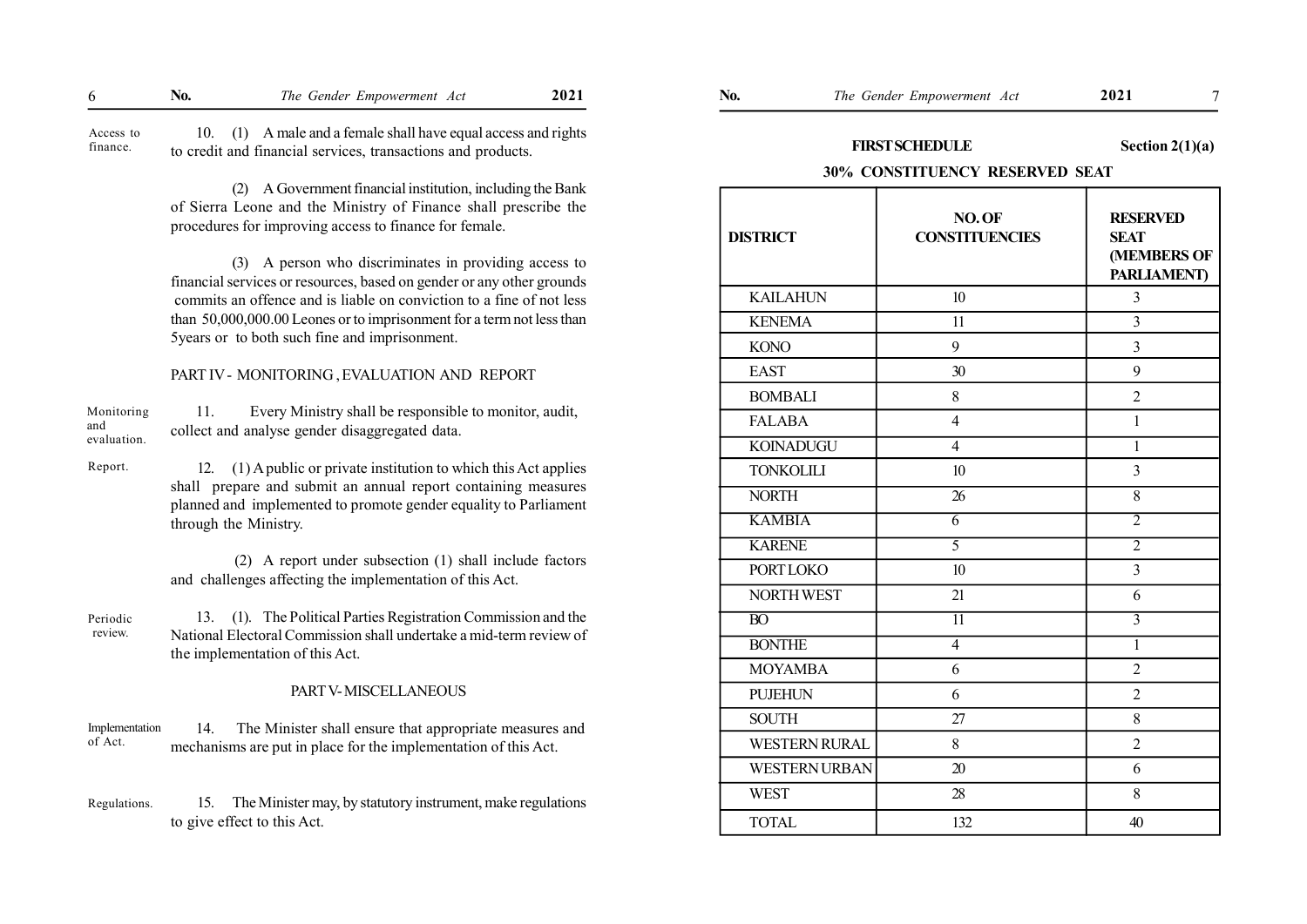**Access to finance.**

10. (1) A male and a female shall have equal access and rights to credit and financial services, transactions and products.

(2) A Government financial institution, including the Bank of Sierra Leone and the Ministry of Finance shall prescribe the procedures for improving access to finance for female.

(3) A person who discriminates in providing access to financial services or resources, based on gender or any other grounds commits an offence and is liable on conviction to a fine of not less than 50,000,000.00 Leones or to imprisonment for a term not less than 5years or to both such fine and imprisonment.

## PART IV - MONITORING , EVALUATION AND REPORT

**Monitoring and evaluation.**

11. Every Ministry shall be responsible to monitor, audit, collect and analyse gender disaggregated data.

**Report.**

12. (1) A public or private institution to which this Act applies shall prepare and submit an annual report containing measures planned and implemented to promote gender equality to Parliament through the Ministry.

(2) A report under subsection (1) shall include factors and challenges affecting the implementation of this Act.

**Periodic review.**

13. (1). The Political Parties Registration Commission and the National Electoral Commission shall undertake a mid-term review of the implementation of this Act.

## PART V- MISCELLANEOUS

**Implementation of Act.**

14. The Minister shall ensure that appropriate measures and mechanisms are put in place for the implementation of this Act.

**Regulations.**

15. The Minister may, by statutory instrument, make regulations to give effect to this Act.

## FIRST SCHEDULE

Section 2(1)(a)

### 30% CONSTITUENCY RESERVED SEAT

| DISTRICT | NO. OF CONSTITUENCIES | RESERVED SEAT (MEMBERS OF PARLIAMENT) |
|---|---|---|
| KAILAHUN | 10 | 3 |
| KENEMA | 11 | 3 |
| KONO | 9 | 3 |
| EAST | 30 | 9 |
| BOMBALI | 8 | 2 |
| FALABA | 4 | 1 |
| KOINADUGU | 4 | 1 |
| TONKOLILI | 10 | 3 |
| NORTH | 26 | 8 |
| KAMBIA | 6 | 2 |
| KARENE | 5 | 2 |
| PORT LOKO | 10 | 3 |
| NORTH WEST | 21 | 6 |
| BO | 11 | 3 |
| BONTHE | 4 | 1 |
| MOYAMBA | 6 | 2 |
| PUJEHUN | 6 | 2 |
| SOUTH | 27 | 8 |
| WESTERN RURAL | 8 | 2 |
| WESTERN URBAN | 20 | 6 |
| WEST | 28 | 8 |
| TOTAL | 132 | 40 |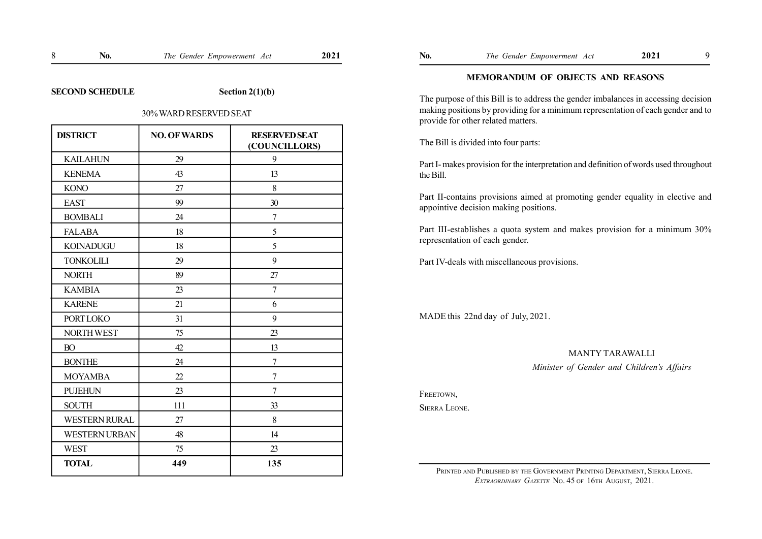**SECOND SCHEDULE** **Section 2(1)(b)**

30% WARD RESERVED SEAT

| DISTRICT | NO. OF WARDS | RESERVED SEAT (COUNCILLORS) |
|---|---|---|
| KAILAHUN | 29 | 9 |
| KENEMA | 43 | 13 |
| KONO | 27 | 8 |
| EAST | 99 | 30 |
| BOMBALI | 24 | 7 |
| FALABA | 18 | 5 |
| KOINADUGU | 18 | 5 |
| TONKOLILI | 29 | 9 |
| NORTH | 89 | 27 |
| KAMBIA | 23 | 7 |
| KARENE | 21 | 6 |
| PORT LOKO | 31 | 9 |
| NORTH WEST | 75 | 23 |
| BO | 42 | 13 |
| BONTHE | 24 | 7 |
| MOYAMBA | 22 | 7 |
| PUJEHUN | 23 | 7 |
| SOUTH | 111 | 33 |
| WESTERN RURAL | 27 | 8 |
| WESTERN URBAN | 48 | 14 |
| WEST | 75 | 23 |
| **TOTAL** | **449** | **135** |

## MEMORANDUM OF OBJECTS AND REASONS

The purpose of this Bill is to address the gender imbalances in accessing decision making positions by providing for a minimum representation of each gender and to provide for other related matters.

The Bill is divided into four parts:

Part I- makes provision for the interpretation and definition of words used throughout the Bill.

Part II-contains provisions aimed at promoting gender equality in elective and appointive decision making positions.

Part III-establishes a quota system and makes provision for a minimum 30% representation of each gender.

Part IV-deals with miscellaneous provisions.

MADE this 22nd day of July, 2021.

MANTY TARAWALLI
*Minister of Gender and Children's Affairs*

FREETOWN,
SIERRA LEONE.

PRINTED AND PUBLISHED BY THE GOVERNMENT PRINTING DEPARTMENT, SIERRA LEONE.
*EXTRAORDINARY GAZETTE* NO. 45 OF 16TH AUGUST, 2021.